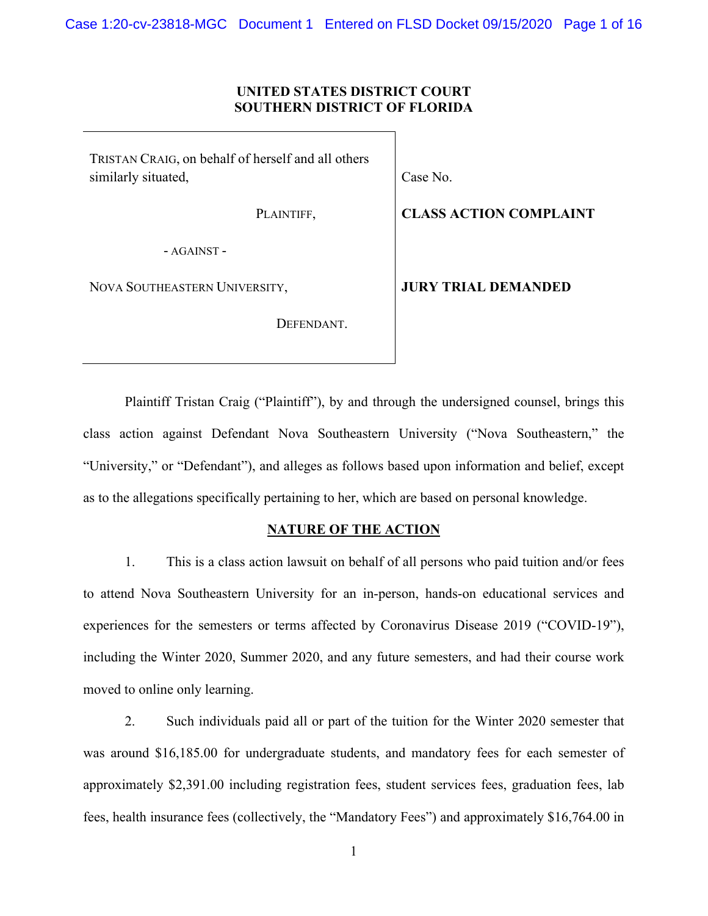**UNITED STATES DISTRICT COURT**
**SOUTHERN DISTRICT OF FLORIDA**

| | |
|---|---|
| TRISTAN CRAIG, on behalf of herself and all others similarly situated, | Case No. |
| PLAINTIFF, | **CLASS ACTION COMPLAINT** |
| - AGAINST - | |
| NOVA SOUTHEASTERN UNIVERSITY, | **JURY TRIAL DEMANDED** |
| DEFENDANT. | |

Plaintiff Tristan Craig ("Plaintiff"), by and through the undersigned counsel, brings this class action against Defendant Nova Southeastern University ("Nova Southeastern," the "University," or "Defendant"), and alleges as follows based upon information and belief, except as to the allegations specifically pertaining to her, which are based on personal knowledge.

## NATURE OF THE ACTION

1. This is a class action lawsuit on behalf of all persons who paid tuition and/or fees to attend Nova Southeastern University for an in-person, hands-on educational services and experiences for the semesters or terms affected by Coronavirus Disease 2019 ("COVID-19"), including the Winter 2020, Summer 2020, and any future semesters, and had their course work moved to online only learning.

2. Such individuals paid all or part of the tuition for the Winter 2020 semester that was around $16,185.00 for undergraduate students, and mandatory fees for each semester of approximately $2,391.00 including registration fees, student services fees, graduation fees, lab fees, health insurance fees (collectively, the "Mandatory Fees") and approximately $16,764.00 in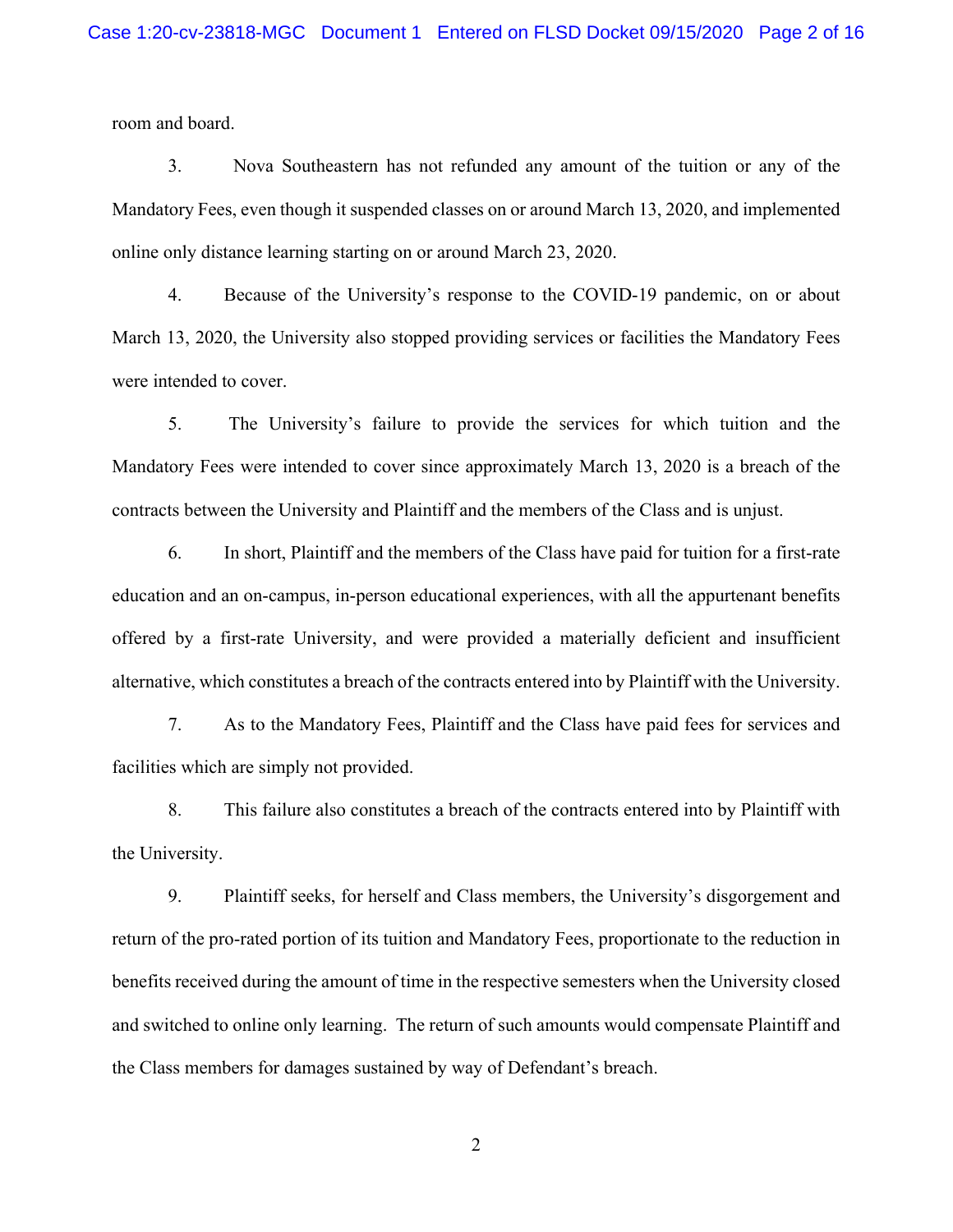room and board.

3. Nova Southeastern has not refunded any amount of the tuition or any of the Mandatory Fees, even though it suspended classes on or around March 13, 2020, and implemented online only distance learning starting on or around March 23, 2020.

4. Because of the University's response to the COVID-19 pandemic, on or about March 13, 2020, the University also stopped providing services or facilities the Mandatory Fees were intended to cover.

5. The University's failure to provide the services for which tuition and the Mandatory Fees were intended to cover since approximately March 13, 2020 is a breach of the contracts between the University and Plaintiff and the members of the Class and is unjust.

6. In short, Plaintiff and the members of the Class have paid for tuition for a first-rate education and an on-campus, in-person educational experiences, with all the appurtenant benefits offered by a first-rate University, and were provided a materially deficient and insufficient alternative, which constitutes a breach of the contracts entered into by Plaintiff with the University.

7. As to the Mandatory Fees, Plaintiff and the Class have paid fees for services and facilities which are simply not provided.

8. This failure also constitutes a breach of the contracts entered into by Plaintiff with the University.

9. Plaintiff seeks, for herself and Class members, the University's disgorgement and return of the pro-rated portion of its tuition and Mandatory Fees, proportionate to the reduction in benefits received during the amount of time in the respective semesters when the University closed and switched to online only learning. The return of such amounts would compensate Plaintiff and the Class members for damages sustained by way of Defendant's breach.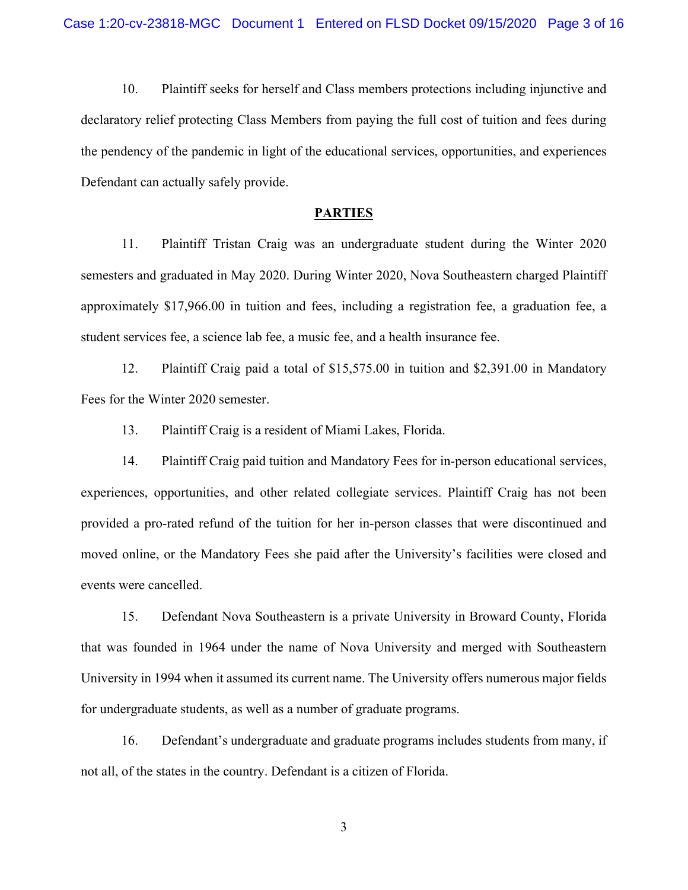10. Plaintiff seeks for herself and Class members protections including injunctive and declaratory relief protecting Class Members from paying the full cost of tuition and fees during the pendency of the pandemic in light of the educational services, opportunities, and experiences Defendant can actually safely provide.

## PARTIES

11. Plaintiff Tristan Craig was an undergraduate student during the Winter 2020 semesters and graduated in May 2020. During Winter 2020, Nova Southeastern charged Plaintiff approximately $17,966.00 in tuition and fees, including a registration fee, a graduation fee, a student services fee, a science lab fee, a music fee, and a health insurance fee.

12. Plaintiff Craig paid a total of $15,575.00 in tuition and $2,391.00 in Mandatory Fees for the Winter 2020 semester.

13. Plaintiff Craig is a resident of Miami Lakes, Florida.

14. Plaintiff Craig paid tuition and Mandatory Fees for in-person educational services, experiences, opportunities, and other related collegiate services. Plaintiff Craig has not been provided a pro-rated refund of the tuition for her in-person classes that were discontinued and moved online, or the Mandatory Fees she paid after the University's facilities were closed and events were cancelled.

15. Defendant Nova Southeastern is a private University in Broward County, Florida that was founded in 1964 under the name of Nova University and merged with Southeastern University in 1994 when it assumed its current name. The University offers numerous major fields for undergraduate students, as well as a number of graduate programs.

16. Defendant's undergraduate and graduate programs includes students from many, if not all, of the states in the country. Defendant is a citizen of Florida.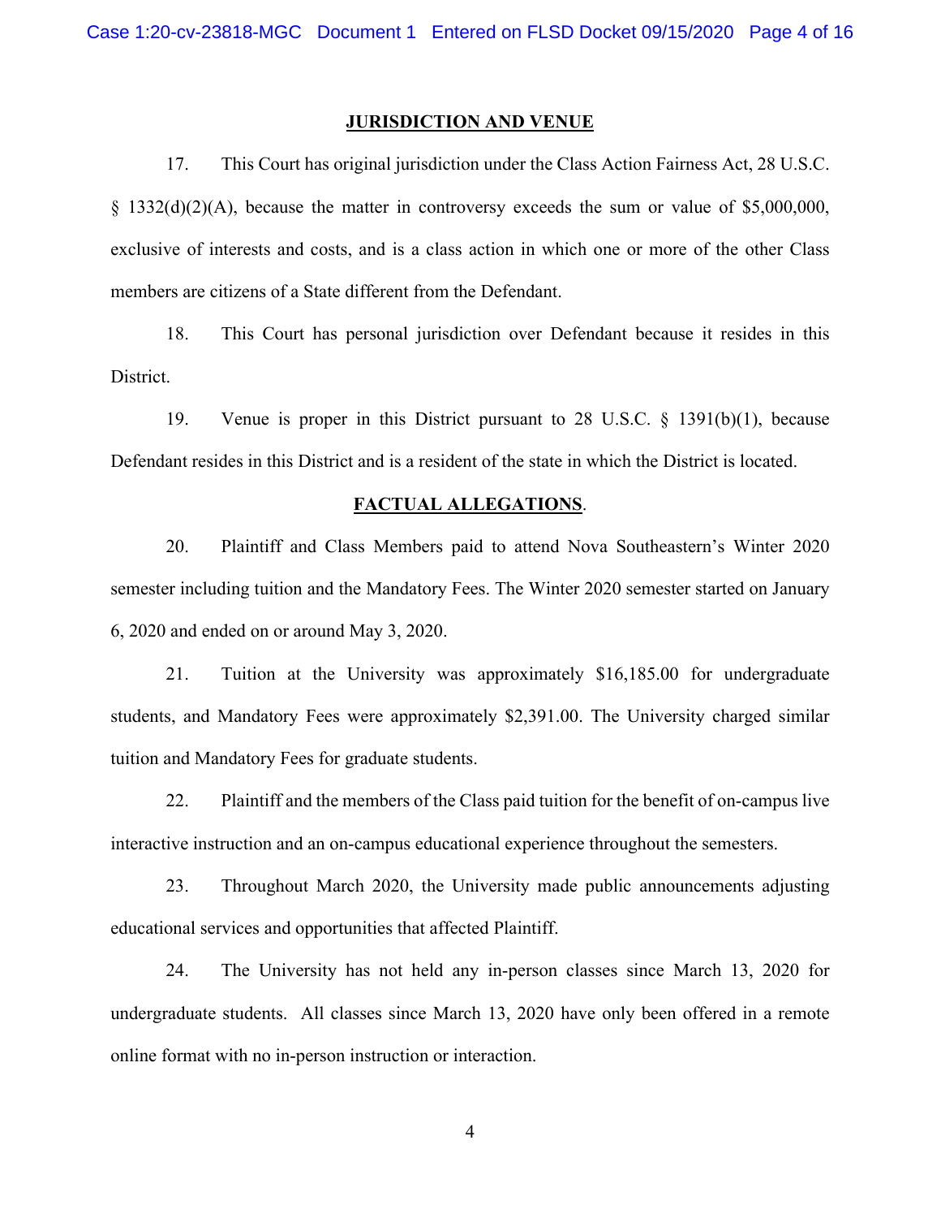## JURISDICTION AND VENUE

17. This Court has original jurisdiction under the Class Action Fairness Act, 28 U.S.C. § 1332(d)(2)(A), because the matter in controversy exceeds the sum or value of $5,000,000, exclusive of interests and costs, and is a class action in which one or more of the other Class members are citizens of a State different from the Defendant.

18. This Court has personal jurisdiction over Defendant because it resides in this District.

19. Venue is proper in this District pursuant to 28 U.S.C. § 1391(b)(1), because Defendant resides in this District and is a resident of the state in which the District is located.

## FACTUAL ALLEGATIONS.

20. Plaintiff and Class Members paid to attend Nova Southeastern's Winter 2020 semester including tuition and the Mandatory Fees. The Winter 2020 semester started on January 6, 2020 and ended on or around May 3, 2020.

21. Tuition at the University was approximately $16,185.00 for undergraduate students, and Mandatory Fees were approximately $2,391.00. The University charged similar tuition and Mandatory Fees for graduate students.

22. Plaintiff and the members of the Class paid tuition for the benefit of on-campus live interactive instruction and an on-campus educational experience throughout the semesters.

23. Throughout March 2020, the University made public announcements adjusting educational services and opportunities that affected Plaintiff.

24. The University has not held any in-person classes since March 13, 2020 for undergraduate students. All classes since March 13, 2020 have only been offered in a remote online format with no in-person instruction or interaction.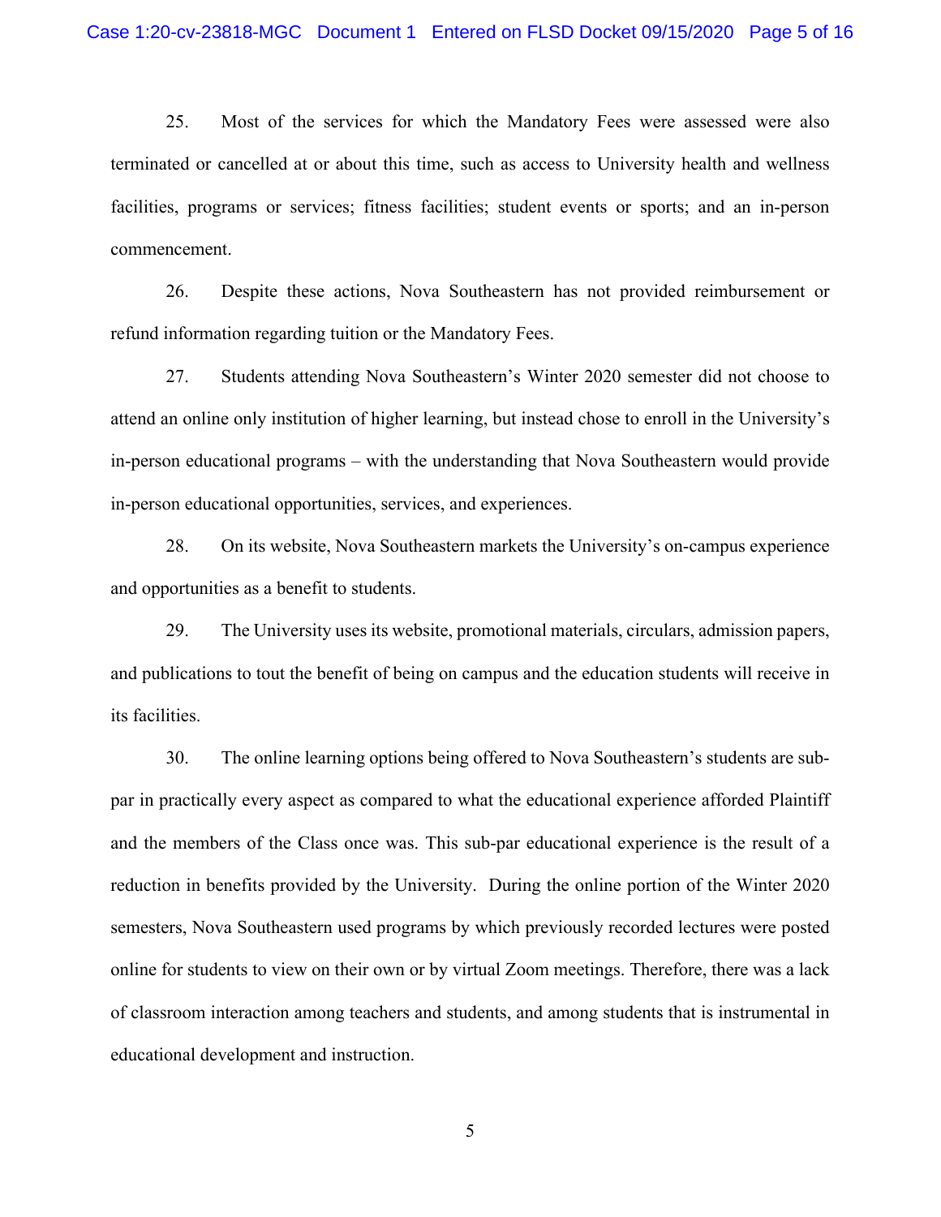25. Most of the services for which the Mandatory Fees were assessed were also terminated or cancelled at or about this time, such as access to University health and wellness facilities, programs or services; fitness facilities; student events or sports; and an in-person commencement.

26. Despite these actions, Nova Southeastern has not provided reimbursement or refund information regarding tuition or the Mandatory Fees.

27. Students attending Nova Southeastern's Winter 2020 semester did not choose to attend an online only institution of higher learning, but instead chose to enroll in the University's in-person educational programs – with the understanding that Nova Southeastern would provide in-person educational opportunities, services, and experiences.

28. On its website, Nova Southeastern markets the University's on-campus experience and opportunities as a benefit to students.

29. The University uses its website, promotional materials, circulars, admission papers, and publications to tout the benefit of being on campus and the education students will receive in its facilities.

30. The online learning options being offered to Nova Southeastern's students are sub-par in practically every aspect as compared to what the educational experience afforded Plaintiff and the members of the Class once was. This sub-par educational experience is the result of a reduction in benefits provided by the University. During the online portion of the Winter 2020 semesters, Nova Southeastern used programs by which previously recorded lectures were posted online for students to view on their own or by virtual Zoom meetings. Therefore, there was a lack of classroom interaction among teachers and students, and among students that is instrumental in educational development and instruction.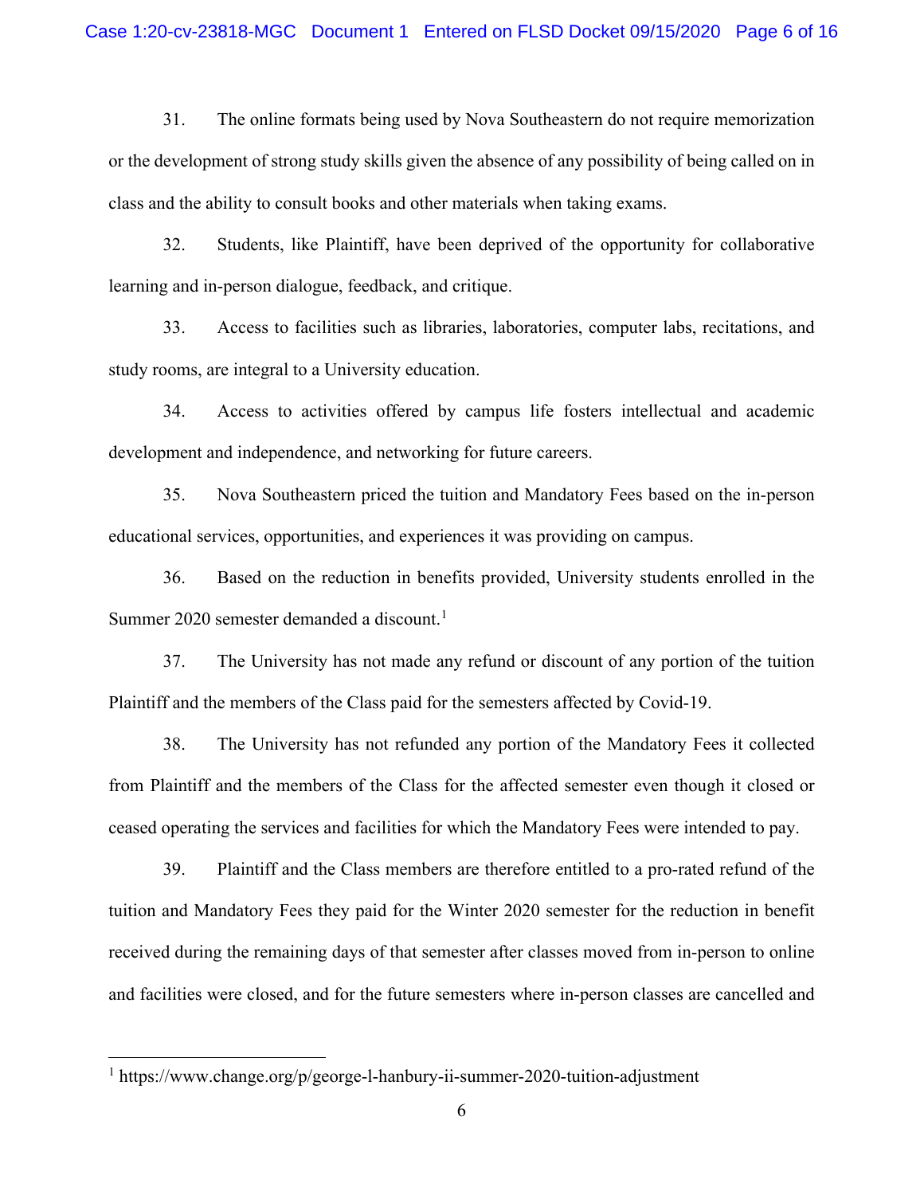31. The online formats being used by Nova Southeastern do not require memorization or the development of strong study skills given the absence of any possibility of being called on in class and the ability to consult books and other materials when taking exams.

32. Students, like Plaintiff, have been deprived of the opportunity for collaborative learning and in-person dialogue, feedback, and critique.

33. Access to facilities such as libraries, laboratories, computer labs, recitations, and study rooms, are integral to a University education.

34. Access to activities offered by campus life fosters intellectual and academic development and independence, and networking for future careers.

35. Nova Southeastern priced the tuition and Mandatory Fees based on the in-person educational services, opportunities, and experiences it was providing on campus.

36. Based on the reduction in benefits provided, University students enrolled in the Summer 2020 semester demanded a discount.[1]

37. The University has not made any refund or discount of any portion of the tuition Plaintiff and the members of the Class paid for the semesters affected by Covid-19.

38. The University has not refunded any portion of the Mandatory Fees it collected from Plaintiff and the members of the Class for the affected semester even though it closed or ceased operating the services and facilities for which the Mandatory Fees were intended to pay.

39. Plaintiff and the Class members are therefore entitled to a pro-rated refund of the tuition and Mandatory Fees they paid for the Winter 2020 semester for the reduction in benefit received during the remaining days of that semester after classes moved from in-person to online and facilities were closed, and for the future semesters where in-person classes are cancelled and

---

[1] https://www.change.org/p/george-l-hanbury-ii-summer-2020-tuition-adjustment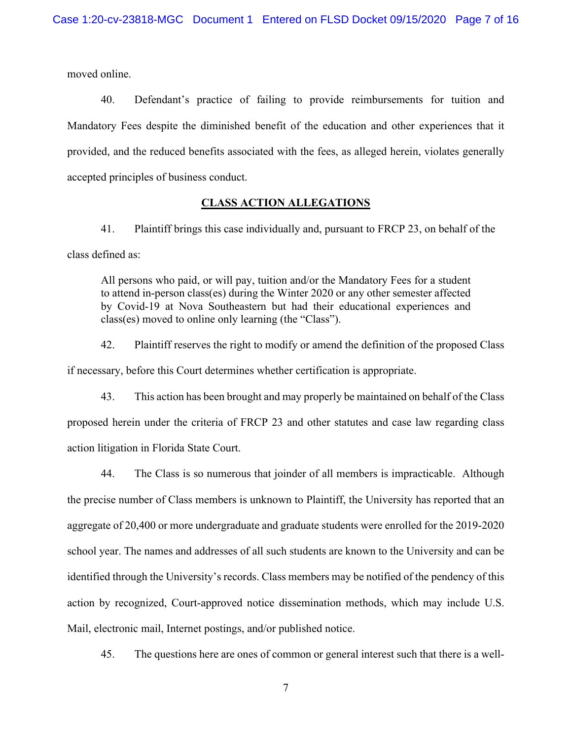moved online.

40. Defendant's practice of failing to provide reimbursements for tuition and Mandatory Fees despite the diminished benefit of the education and other experiences that it provided, and the reduced benefits associated with the fees, as alleged herein, violates generally accepted principles of business conduct.

## CLASS ACTION ALLEGATIONS

41. Plaintiff brings this case individually and, pursuant to FRCP 23, on behalf of the class defined as:

> All persons who paid, or will pay, tuition and/or the Mandatory Fees for a student to attend in-person class(es) during the Winter 2020 or any other semester affected by Covid-19 at Nova Southeastern but had their educational experiences and class(es) moved to online only learning (the "Class").

42. Plaintiff reserves the right to modify or amend the definition of the proposed Class if necessary, before this Court determines whether certification is appropriate.

43. This action has been brought and may properly be maintained on behalf of the Class proposed herein under the criteria of FRCP 23 and other statutes and case law regarding class action litigation in Florida State Court.

44. The Class is so numerous that joinder of all members is impracticable. Although the precise number of Class members is unknown to Plaintiff, the University has reported that an aggregate of 20,400 or more undergraduate and graduate students were enrolled for the 2019-2020 school year. The names and addresses of all such students are known to the University and can be identified through the University's records. Class members may be notified of the pendency of this action by recognized, Court-approved notice dissemination methods, which may include U.S. Mail, electronic mail, Internet postings, and/or published notice.

45. The questions here are ones of common or general interest such that there is a well-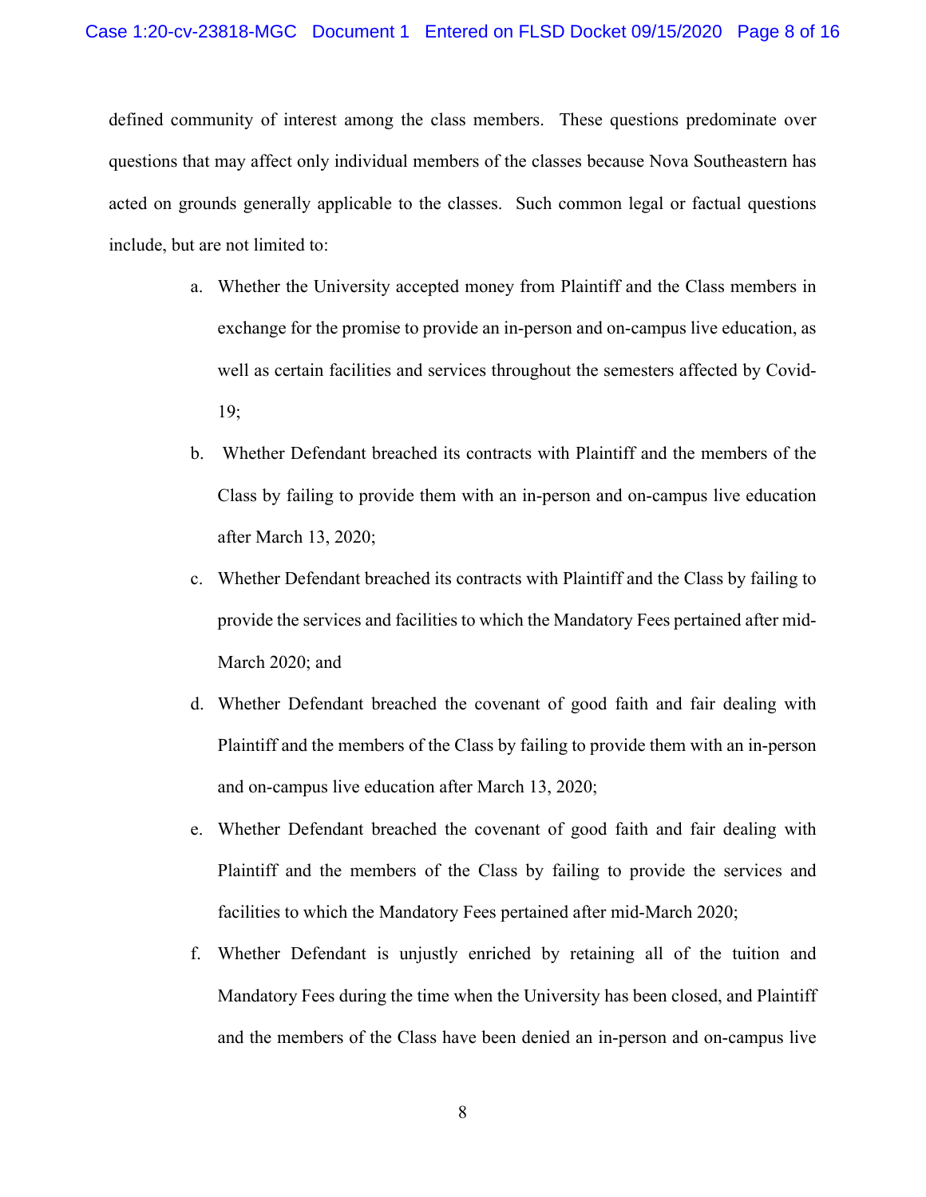defined community of interest among the class members. These questions predominate over questions that may affect only individual members of the classes because Nova Southeastern has acted on grounds generally applicable to the classes. Such common legal or factual questions include, but are not limited to:

a. Whether the University accepted money from Plaintiff and the Class members in exchange for the promise to provide an in-person and on-campus live education, as well as certain facilities and services throughout the semesters affected by Covid-19;

b. Whether Defendant breached its contracts with Plaintiff and the members of the Class by failing to provide them with an in-person and on-campus live education after March 13, 2020;

c. Whether Defendant breached its contracts with Plaintiff and the Class by failing to provide the services and facilities to which the Mandatory Fees pertained after mid-March 2020; and

d. Whether Defendant breached the covenant of good faith and fair dealing with Plaintiff and the members of the Class by failing to provide them with an in-person and on-campus live education after March 13, 2020;

e. Whether Defendant breached the covenant of good faith and fair dealing with Plaintiff and the members of the Class by failing to provide the services and facilities to which the Mandatory Fees pertained after mid-March 2020;

f. Whether Defendant is unjustly enriched by retaining all of the tuition and Mandatory Fees during the time when the University has been closed, and Plaintiff and the members of the Class have been denied an in-person and on-campus live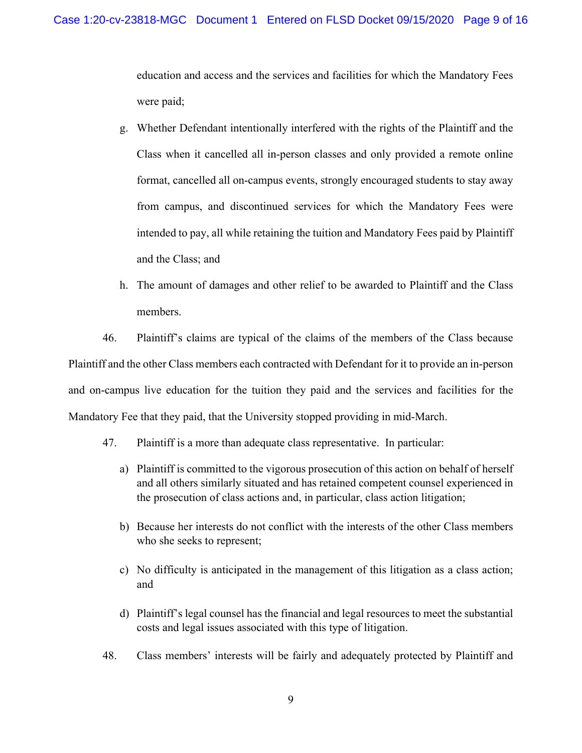education and access and the services and facilities for which the Mandatory Fees were paid;

g. Whether Defendant intentionally interfered with the rights of the Plaintiff and the Class when it cancelled all in-person classes and only provided a remote online format, cancelled all on-campus events, strongly encouraged students to stay away from campus, and discontinued services for which the Mandatory Fees were intended to pay, all while retaining the tuition and Mandatory Fees paid by Plaintiff and the Class; and

h. The amount of damages and other relief to be awarded to Plaintiff and the Class members.

46. Plaintiff's claims are typical of the claims of the members of the Class because Plaintiff and the other Class members each contracted with Defendant for it to provide an in-person and on-campus live education for the tuition they paid and the services and facilities for the Mandatory Fee that they paid, that the University stopped providing in mid-March.

47. Plaintiff is a more than adequate class representative. In particular:

a) Plaintiff is committed to the vigorous prosecution of this action on behalf of herself and all others similarly situated and has retained competent counsel experienced in the prosecution of class actions and, in particular, class action litigation;

b) Because her interests do not conflict with the interests of the other Class members who she seeks to represent;

c) No difficulty is anticipated in the management of this litigation as a class action; and

d) Plaintiff's legal counsel has the financial and legal resources to meet the substantial costs and legal issues associated with this type of litigation.

48. Class members' interests will be fairly and adequately protected by Plaintiff and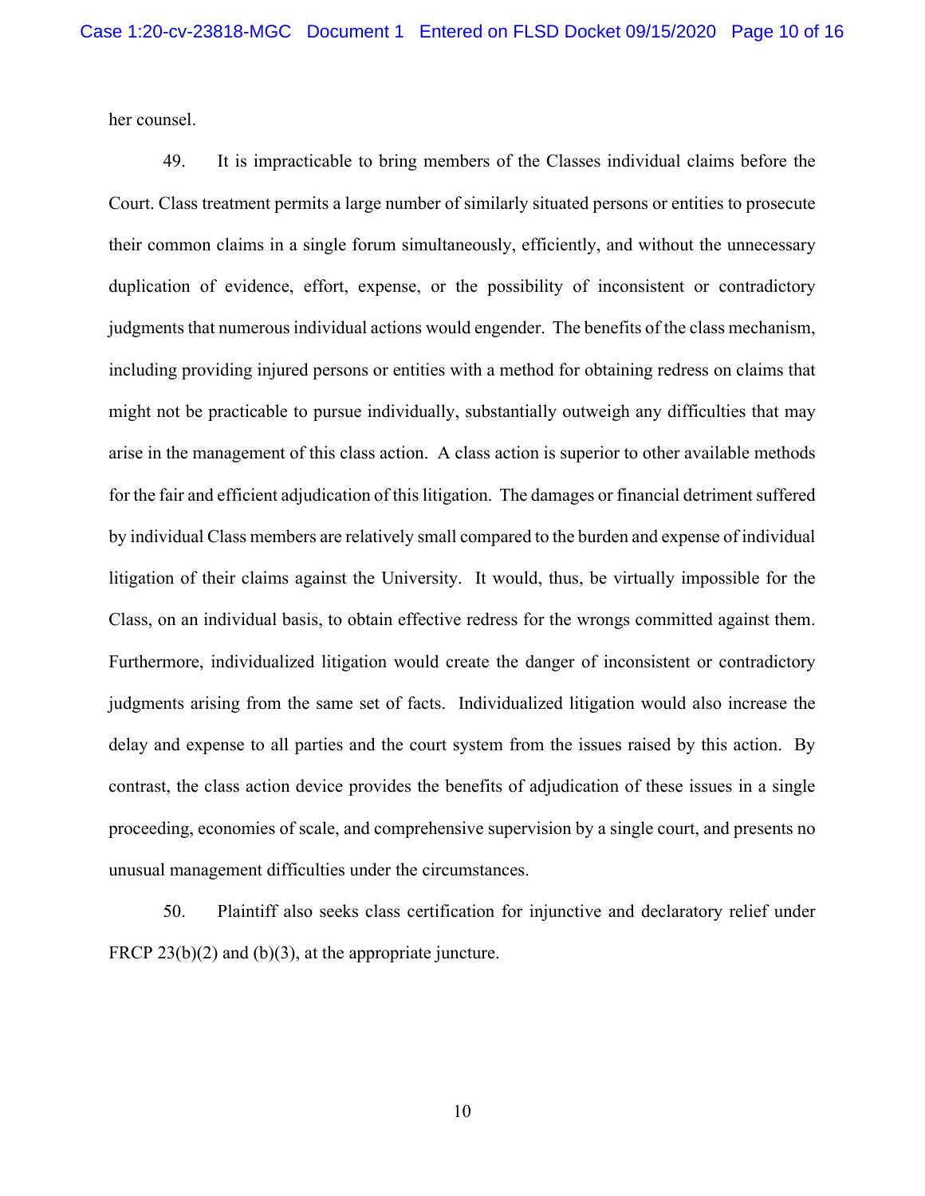her counsel.

49. It is impracticable to bring members of the Classes individual claims before the Court. Class treatment permits a large number of similarly situated persons or entities to prosecute their common claims in a single forum simultaneously, efficiently, and without the unnecessary duplication of evidence, effort, expense, or the possibility of inconsistent or contradictory judgments that numerous individual actions would engender. The benefits of the class mechanism, including providing injured persons or entities with a method for obtaining redress on claims that might not be practicable to pursue individually, substantially outweigh any difficulties that may arise in the management of this class action. A class action is superior to other available methods for the fair and efficient adjudication of this litigation. The damages or financial detriment suffered by individual Class members are relatively small compared to the burden and expense of individual litigation of their claims against the University. It would, thus, be virtually impossible for the Class, on an individual basis, to obtain effective redress for the wrongs committed against them. Furthermore, individualized litigation would create the danger of inconsistent or contradictory judgments arising from the same set of facts. Individualized litigation would also increase the delay and expense to all parties and the court system from the issues raised by this action. By contrast, the class action device provides the benefits of adjudication of these issues in a single proceeding, economies of scale, and comprehensive supervision by a single court, and presents no unusual management difficulties under the circumstances.

50. Plaintiff also seeks class certification for injunctive and declaratory relief under FRCP 23(b)(2) and (b)(3), at the appropriate juncture.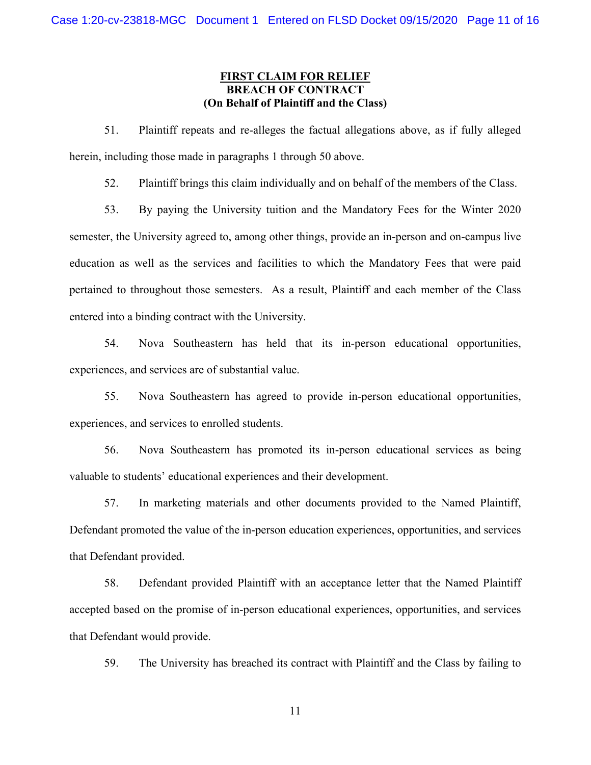**FIRST CLAIM FOR RELIEF**
**BREACH OF CONTRACT**
**(On Behalf of Plaintiff and the Class)**

51. Plaintiff repeats and re-alleges the factual allegations above, as if fully alleged herein, including those made in paragraphs 1 through 50 above.

52. Plaintiff brings this claim individually and on behalf of the members of the Class.

53. By paying the University tuition and the Mandatory Fees for the Winter 2020 semester, the University agreed to, among other things, provide an in-person and on-campus live education as well as the services and facilities to which the Mandatory Fees that were paid pertained to throughout those semesters. As a result, Plaintiff and each member of the Class entered into a binding contract with the University.

54. Nova Southeastern has held that its in-person educational opportunities, experiences, and services are of substantial value.

55. Nova Southeastern has agreed to provide in-person educational opportunities, experiences, and services to enrolled students.

56. Nova Southeastern has promoted its in-person educational services as being valuable to students' educational experiences and their development.

57. In marketing materials and other documents provided to the Named Plaintiff, Defendant promoted the value of the in-person education experiences, opportunities, and services that Defendant provided.

58. Defendant provided Plaintiff with an acceptance letter that the Named Plaintiff accepted based on the promise of in-person educational experiences, opportunities, and services that Defendant would provide.

59. The University has breached its contract with Plaintiff and the Class by failing to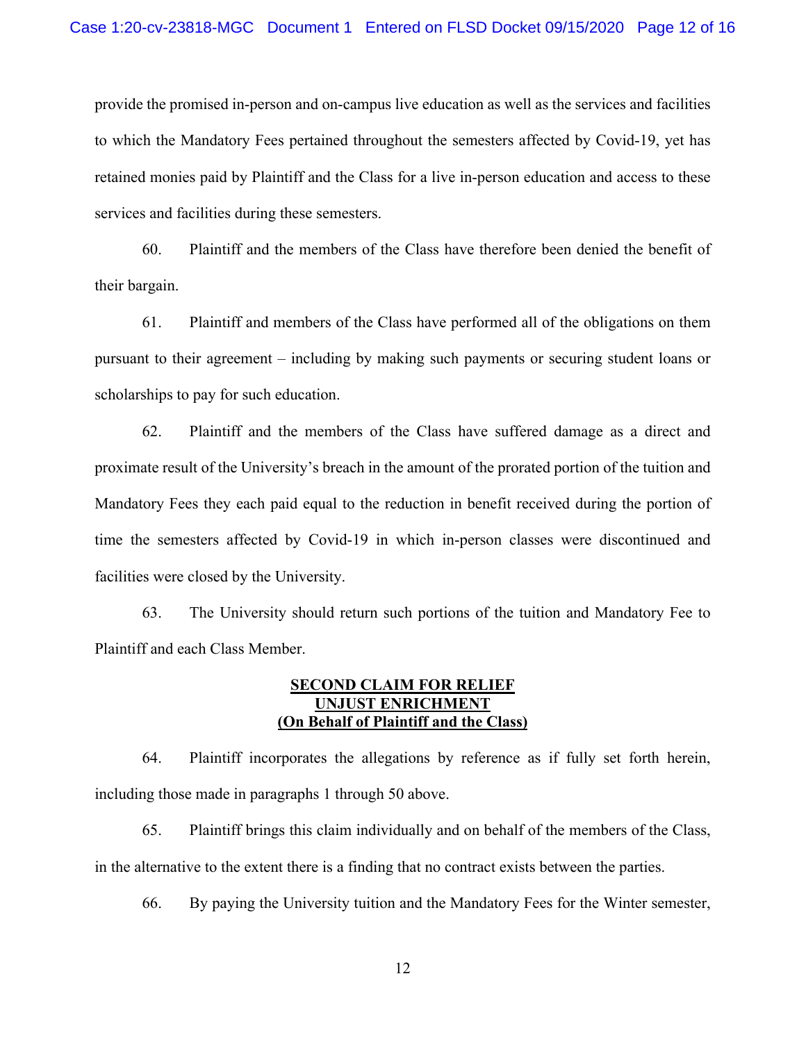provide the promised in-person and on-campus live education as well as the services and facilities to which the Mandatory Fees pertained throughout the semesters affected by Covid-19, yet has retained monies paid by Plaintiff and the Class for a live in-person education and access to these services and facilities during these semesters.

60. Plaintiff and the members of the Class have therefore been denied the benefit of their bargain.

61. Plaintiff and members of the Class have performed all of the obligations on them pursuant to their agreement – including by making such payments or securing student loans or scholarships to pay for such education.

62. Plaintiff and the members of the Class have suffered damage as a direct and proximate result of the University's breach in the amount of the prorated portion of the tuition and Mandatory Fees they each paid equal to the reduction in benefit received during the portion of time the semesters affected by Covid-19 in which in-person classes were discontinued and facilities were closed by the University.

63. The University should return such portions of the tuition and Mandatory Fee to Plaintiff and each Class Member.

**SECOND CLAIM FOR RELIEF**
**UNJUST ENRICHMENT**
**(On Behalf of Plaintiff and the Class)**

64. Plaintiff incorporates the allegations by reference as if fully set forth herein, including those made in paragraphs 1 through 50 above.

65. Plaintiff brings this claim individually and on behalf of the members of the Class, in the alternative to the extent there is a finding that no contract exists between the parties.

66. By paying the University tuition and the Mandatory Fees for the Winter semester,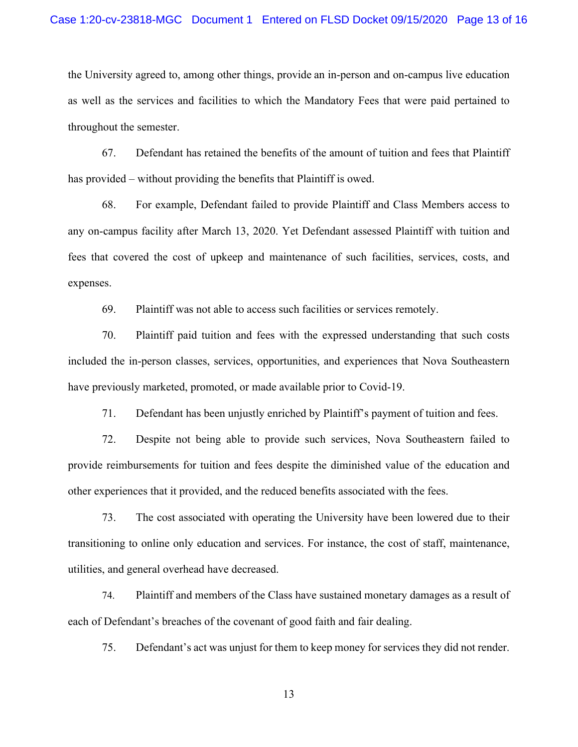the University agreed to, among other things, provide an in-person and on-campus live education as well as the services and facilities to which the Mandatory Fees that were paid pertained to throughout the semester.

67. Defendant has retained the benefits of the amount of tuition and fees that Plaintiff has provided – without providing the benefits that Plaintiff is owed.

68. For example, Defendant failed to provide Plaintiff and Class Members access to any on-campus facility after March 13, 2020. Yet Defendant assessed Plaintiff with tuition and fees that covered the cost of upkeep and maintenance of such facilities, services, costs, and expenses.

69. Plaintiff was not able to access such facilities or services remotely.

70. Plaintiff paid tuition and fees with the expressed understanding that such costs included the in-person classes, services, opportunities, and experiences that Nova Southeastern have previously marketed, promoted, or made available prior to Covid-19.

71. Defendant has been unjustly enriched by Plaintiff's payment of tuition and fees.

72. Despite not being able to provide such services, Nova Southeastern failed to provide reimbursements for tuition and fees despite the diminished value of the education and other experiences that it provided, and the reduced benefits associated with the fees.

73. The cost associated with operating the University have been lowered due to their transitioning to online only education and services. For instance, the cost of staff, maintenance, utilities, and general overhead have decreased.

74. Plaintiff and members of the Class have sustained monetary damages as a result of each of Defendant's breaches of the covenant of good faith and fair dealing.

75. Defendant's act was unjust for them to keep money for services they did not render.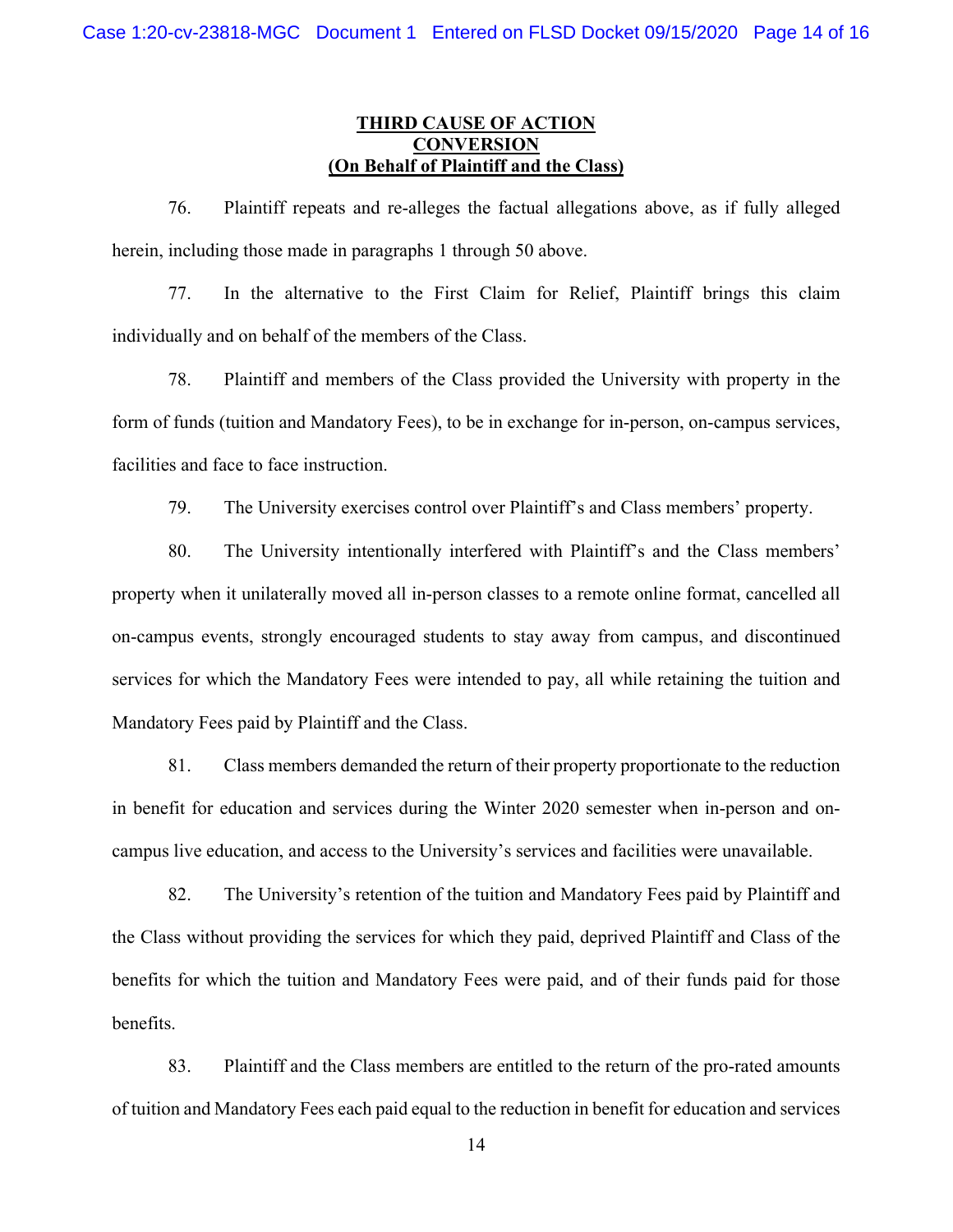**THIRD CAUSE OF ACTION**
**CONVERSION**
**(On Behalf of Plaintiff and the Class)**

76. Plaintiff repeats and re-alleges the factual allegations above, as if fully alleged herein, including those made in paragraphs 1 through 50 above.

77. In the alternative to the First Claim for Relief, Plaintiff brings this claim individually and on behalf of the members of the Class.

78. Plaintiff and members of the Class provided the University with property in the form of funds (tuition and Mandatory Fees), to be in exchange for in-person, on-campus services, facilities and face to face instruction.

79. The University exercises control over Plaintiff's and Class members' property.

80. The University intentionally interfered with Plaintiff's and the Class members' property when it unilaterally moved all in-person classes to a remote online format, cancelled all on-campus events, strongly encouraged students to stay away from campus, and discontinued services for which the Mandatory Fees were intended to pay, all while retaining the tuition and Mandatory Fees paid by Plaintiff and the Class.

81. Class members demanded the return of their property proportionate to the reduction in benefit for education and services during the Winter 2020 semester when in-person and on-campus live education, and access to the University's services and facilities were unavailable.

82. The University's retention of the tuition and Mandatory Fees paid by Plaintiff and the Class without providing the services for which they paid, deprived Plaintiff and Class of the benefits for which the tuition and Mandatory Fees were paid, and of their funds paid for those benefits.

83. Plaintiff and the Class members are entitled to the return of the pro-rated amounts of tuition and Mandatory Fees each paid equal to the reduction in benefit for education and services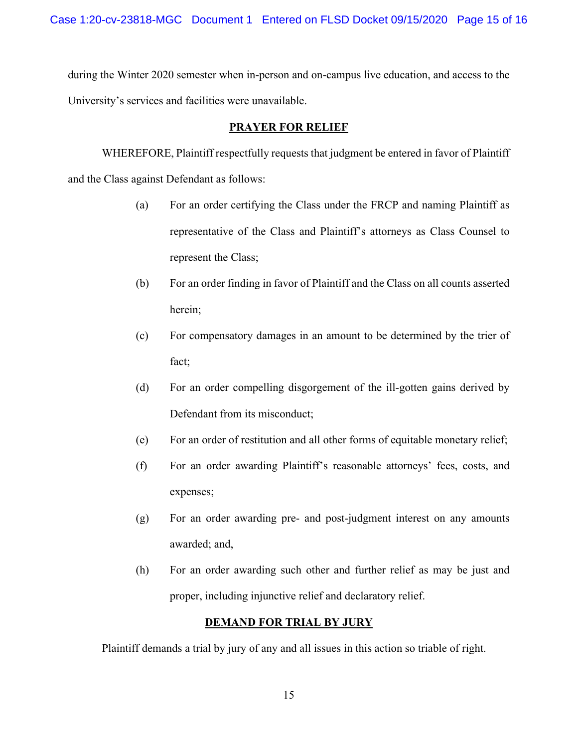during the Winter 2020 semester when in-person and on-campus live education, and access to the University's services and facilities were unavailable.

## PRAYER FOR RELIEF

WHEREFORE, Plaintiff respectfully requests that judgment be entered in favor of Plaintiff and the Class against Defendant as follows:

(a) For an order certifying the Class under the FRCP and naming Plaintiff as representative of the Class and Plaintiff's attorneys as Class Counsel to represent the Class;

(b) For an order finding in favor of Plaintiff and the Class on all counts asserted herein;

(c) For compensatory damages in an amount to be determined by the trier of fact;

(d) For an order compelling disgorgement of the ill-gotten gains derived by Defendant from its misconduct;

(e) For an order of restitution and all other forms of equitable monetary relief;

(f) For an order awarding Plaintiff's reasonable attorneys' fees, costs, and expenses;

(g) For an order awarding pre- and post-judgment interest on any amounts awarded; and,

(h) For an order awarding such other and further relief as may be just and proper, including injunctive relief and declaratory relief.

## DEMAND FOR TRIAL BY JURY

Plaintiff demands a trial by jury of any and all issues in this action so triable of right.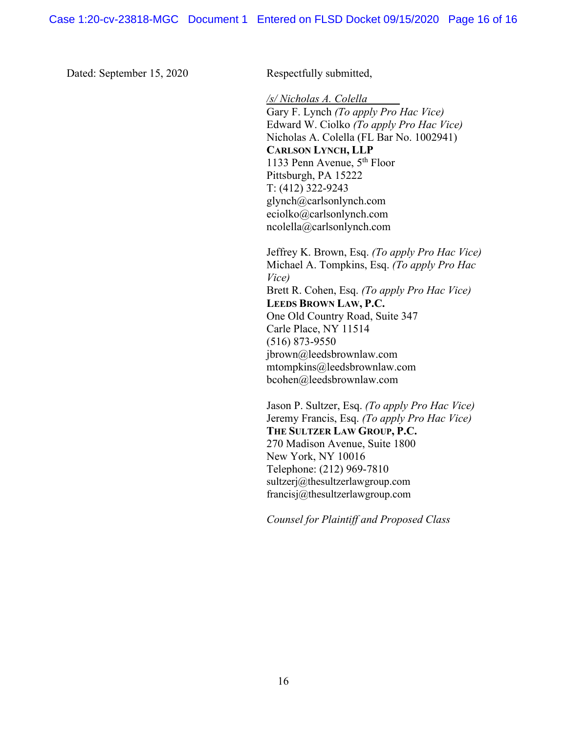Dated: September 15, 2020

Respectfully submitted,

*/s/ Nicholas A. Colella*

Gary F. Lynch *(To apply Pro Hac Vice)*
Edward W. Ciolko *(To apply Pro Hac Vice)*
Nicholas A. Colella (FL Bar No. 1002941)
**CARLSON LYNCH, LLP**
1133 Penn Avenue, 5th Floor
Pittsburgh, PA 15222
T: (412) 322-9243
glynch@carlsonlynch.com
eciolko@carlsonlynch.com
ncolella@carlsonlynch.com

Jeffrey K. Brown, Esq. *(To apply Pro Hac Vice)*
Michael A. Tompkins, Esq. *(To apply Pro Hac Vice)*
Brett R. Cohen, Esq. *(To apply Pro Hac Vice)*
**LEEDS BROWN LAW, P.C.**
One Old Country Road, Suite 347
Carle Place, NY 11514
(516) 873-9550
jbrown@leedsbrownlaw.com
mtompkins@leedsbrownlaw.com
bcohen@leedsbrownlaw.com

Jason P. Sultzer, Esq. *(To apply Pro Hac Vice)*
Jeremy Francis, Esq. *(To apply Pro Hac Vice)*
**THE SULTZER LAW GROUP, P.C.**
270 Madison Avenue, Suite 1800
New York, NY 10016
Telephone: (212) 969-7810
sultzerj@thesultzerlawgroup.com
francisj@thesultzerlawgroup.com

*Counsel for Plaintiff and Proposed Class*